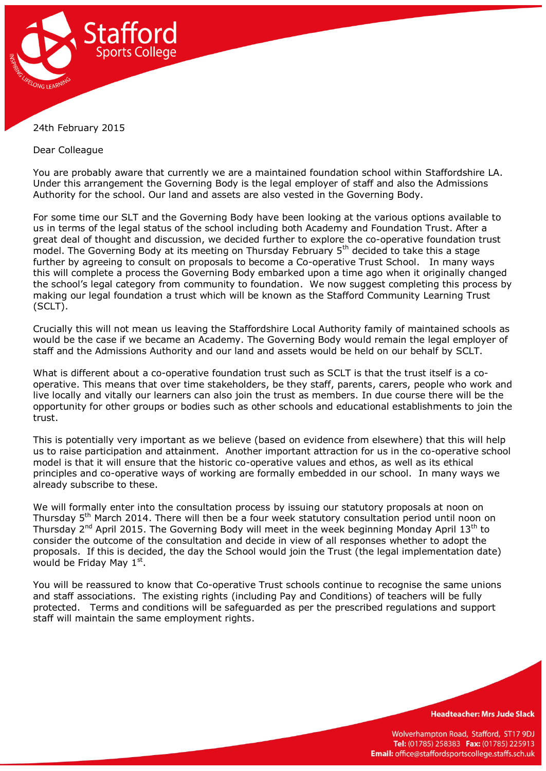24th February 2015

Dear Colleague

You are probably aware that currently we are a maintained foundation school within Staffordshire LA. Under this arrangement the Governing Body is the legal employer of staff and also the Admissions Authority for the school. Our land and assets are also vested in the Governing Body.

For some time our SLT and the Governing Body have been looking at the various options available to us in terms of the legal status of the school including both Academy and Foundation Trust. After a great deal of thought and discussion, we decided further to explore the co-operative foundation trust model. The Governing Body at its meeting on Thursday February 5th decided to take this a stage further by agreeing to consult on proposals to become a Co-operative Trust School. In many ways this will complete a process the Governing Body embarked upon a time ago when it originally changed the school's legal category from community to foundation. We now suggest completing this process by making our legal foundation a trust which will be known as the Stafford Community Learning Trust (SCLT).

Crucially this will not mean us leaving the Staffordshire Local Authority family of maintained schools as would be the case if we became an Academy. The Governing Body would remain the legal employer of staff and the Admissions Authority and our land and assets would be held on our behalf by SCLT.

What is different about a co-operative foundation trust such as SCLT is that the trust itself is a co-operative. This means that over time stakeholders, be they staff, parents, carers, people who work and live locally and vitally our learners can also join the trust as members. In due course there will be the opportunity for other groups or bodies such as other schools and educational establishments to join the trust.

This is potentially very important as we believe (based on evidence from elsewhere) that this will help us to raise participation and attainment. Another important attraction for us in the co-operative school model is that it will ensure that the historic co-operative values and ethos, as well as its ethical principles and co-operative ways of working are formally embedded in our school. In many ways we already subscribe to these.

We will formally enter into the consultation process by issuing our statutory proposals at noon on Thursday 5th March 2014. There will then be a four week statutory consultation period until noon on Thursday 2nd April 2015. The Governing Body will meet in the week beginning Monday April 13th to consider the outcome of the consultation and decide in view of all responses whether to adopt the proposals. If this is decided, the day the School would join the Trust (the legal implementation date) would be Friday May 1st.

You will be reassured to know that Co-operative Trust schools continue to recognise the same unions and staff associations. The existing rights (including Pay and Conditions) of teachers will be fully protected. Terms and conditions will be safeguarded as per the prescribed regulations and support staff will maintain the same employment rights.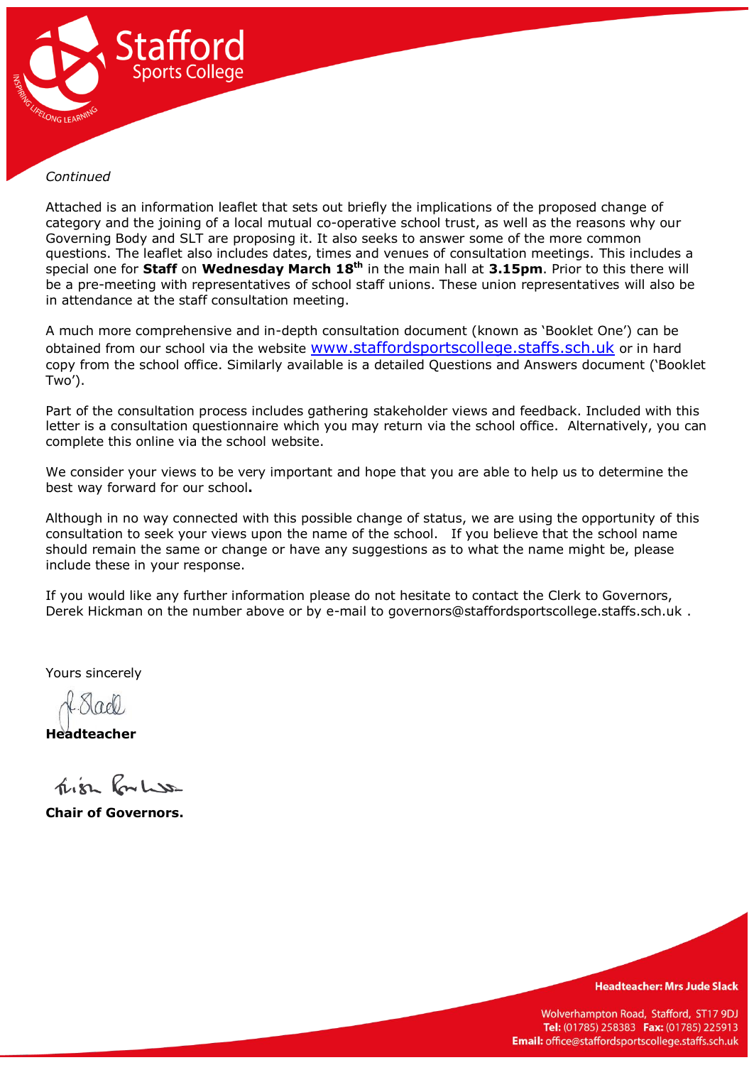*Continued*

Attached is an information leaflet that sets out briefly the implications of the proposed change of category and the joining of a local mutual co-operative school trust, as well as the reasons why our Governing Body and SLT are proposing it. It also seeks to answer some of the more common questions. The leaflet also includes dates, times and venues of consultation meetings. This includes a special one for **Staff** on **Wednesday March 18th** in the main hall at **3.15pm**. Prior to this there will be a pre-meeting with representatives of school staff unions. These union representatives will also be in attendance at the staff consultation meeting.

A much more comprehensive and in-depth consultation document (known as 'Booklet One') can be obtained from our school via the website www.staffordsportscollege.staffs.sch.uk or in hard copy from the school office. Similarly available is a detailed Questions and Answers document ('Booklet Two').

Part of the consultation process includes gathering stakeholder views and feedback. Included with this letter is a consultation questionnaire which you may return via the school office. Alternatively, you can complete this online via the school website.

We consider your views to be very important and hope that you are able to help us to determine the best way forward for our school.

Although in no way connected with this possible change of status, we are using the opportunity of this consultation to seek your views upon the name of the school. If you believe that the school name should remain the same or change or have any suggestions as to what the name might be, please include these in your response.

If you would like any further information please do not hesitate to contact the Clerk to Governors, Derek Hickman on the number above or by e-mail to governors@staffordsportscollege.staffs.sch.uk .

Yours sincerely

J. Slack

**Headteacher**

**Chair of Governors.**

**Headteacher: Mrs Jude Slack**

Wolverhampton Road, Stafford, ST17 9DJ
**Tel:** (01785) 258383 **Fax:** (01785) 225913
**Email:** office@staffordsportscollege.staffs.sch.uk